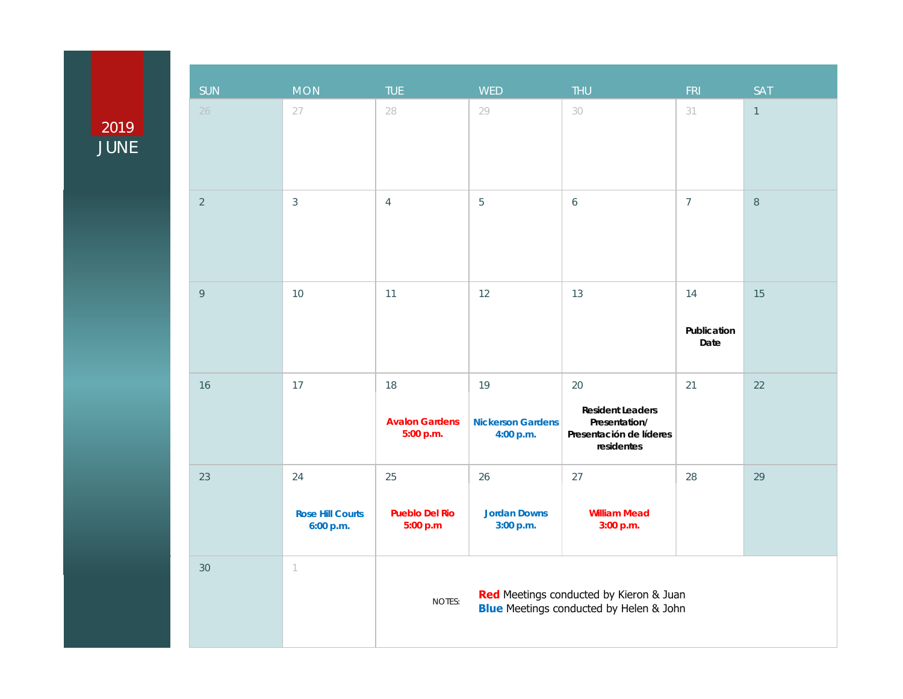# 2019 JUNE

| SUN | MON | TUE | WED | THU | FRI | SAT |
|---|---|---|---|---|---|---|
| 26 | 27 | 28 | 29 | 30 | 31 | 1 |
| 2 | 3 | 4 | 5 | 6 | 7 | 8 |
| 9 | 10 | 11 | 12 | 13 | 14 **Publication Date** | 15 |
| 16 | 17 | 18 **Avalon Gardens 5:00 p.m.** | 19 **Nickerson Gardens 4:00 p.m.** | 20 **Resident Leaders Presentation/ Presentación de líderes residentes** | 21 | 22 |
| 23 | 24 **Rose Hill Courts 6:00 p.m.** | 25 **Pueblo Del Rio 5:00 p.m** | 26 **Jordan Downs 3:00 p.m.** | 27 **William Mead 3:00 p.m.** | 28 | 29 |
| 30 | 1 | | | | | |

NOTES:

**Red** Meetings conducted by Kieron & Juan
**Blue** Meetings conducted by Helen & John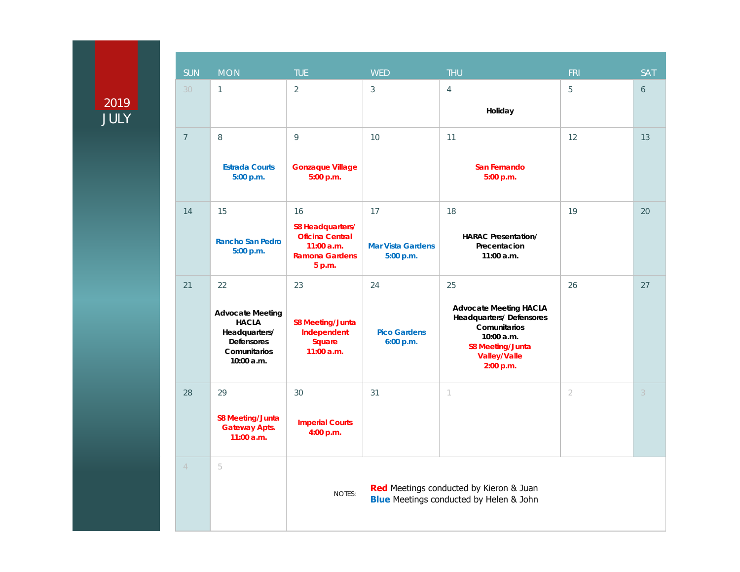# 2019 JULY

| SUN | MON | TUE | WED | THU | FRI | SAT |
|---|---|---|---|---|---|---|
| 30 | 1 | 2 | 3 | 4<br>**Holiday** | 5 | 6 |
| 7 | 8<br>**Estrada Courts 5:00 p.m.** | 9<br>**Gonzaque Village 5:00 p.m.** | 10 | 11<br>**San Fernando 5:00 p.m.** | 12 | 13 |
| 14 | 15<br>**Rancho San Pedro 5:00 p.m.** | 16<br>**S8 Headquarters/ Oficina Central 11:00 a.m.**<br>**Ramona Gardens 5 p.m.** | 17<br>**Mar Vista Gardens 5:00 p.m.** | 18<br>**HARAC Presentation/ Precentacion 11:00 a.m.** | 19 | 20 |
| 21 | 22<br>**Advocate Meeting HACLA Headquarters/ Defensores Comunitarios 10:00 a.m.** | 23<br>**S8 Meeting/Junta Independent Square 11:00 a.m.** | 24<br>**Pico Gardens 6:00 p.m.** | 25<br>**Advocate Meeting HACLA Headquarters/ Defensores Comunitarios 10:00 a.m.**<br>**S8 Meeting/Junta Valley/Valle 2:00 p.m.** | 26 | 27 |
| 28 | 29<br>**S8 Meeting/Junta Gateway Apts. 11:00 a.m.** | 30<br>**Imperial Courts 4:00 p.m.** | 31 | 1 | 2 | 3 |
| 4 | 5 | | | | | |

NOTES:

**Red** Meetings conducted by Kieron & Juan

**Blue** Meetings conducted by Helen & John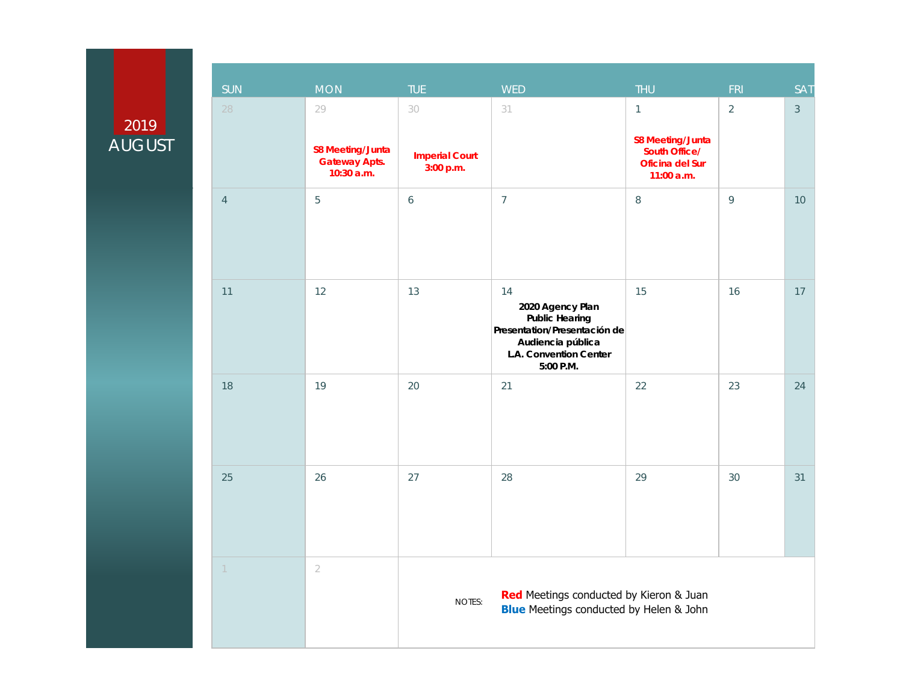# 2019 AUGUST

| SUN | MON | TUE | WED | THU | FRI | SAT |
|---|---|---|---|---|---|---|
| 28 | 29<br>**S8 Meeting/Junta Gateway Apts. 10:30 a.m.** | 30<br>**Imperial Court 3:00 p.m.** | 31 | 1<br>**S8 Meeting/Junta South Office/ Oficina del Sur 11:00 a.m.** | 2 | 3 |
| 4 | 5 | 6 | 7 | 8 | 9 | 10 |
| 11 | 12 | 13 | 14<br>**2020 Agency Plan Public Hearing Presentation/Presentación de Audiencia pública LA. Convention Center 5:00 P.M.** | 15 | 16 | 17 |
| 18 | 19 | 20 | 21 | 22 | 23 | 24 |
| 25 | 26 | 27 | 28 | 29 | 30 | 31 |
| 1 | 2 | | | | | |

NOTES:

**Red** Meetings conducted by Kieron & Juan
**Blue** Meetings conducted by Helen & John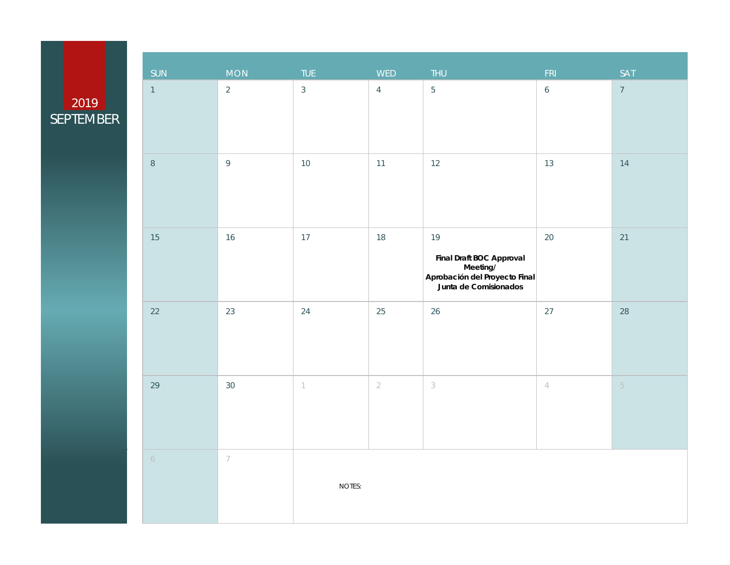# 2019 SEPTEMBER

| SUN | MON | TUE | WED | THU | FRI | SAT |
|---|---|---|---|---|---|---|
| 1 | 2 | 3 | 4 | 5 | 6 | 7 |
| 8 | 9 | 10 | 11 | 12 | 13 | 14 |
| 15 | 16 | 17 | 18 | 19 **Final Draft BOC Approval Meeting/ Aprobación del Proyecto Final Junta de Comisionados** | 20 | 21 |
| 22 | 23 | 24 | 25 | 26 | 27 | 28 |
| 29 | 30 | 1 | 2 | 3 | 4 | 5 |
| 6 | 7 | NOTES: | | | | |